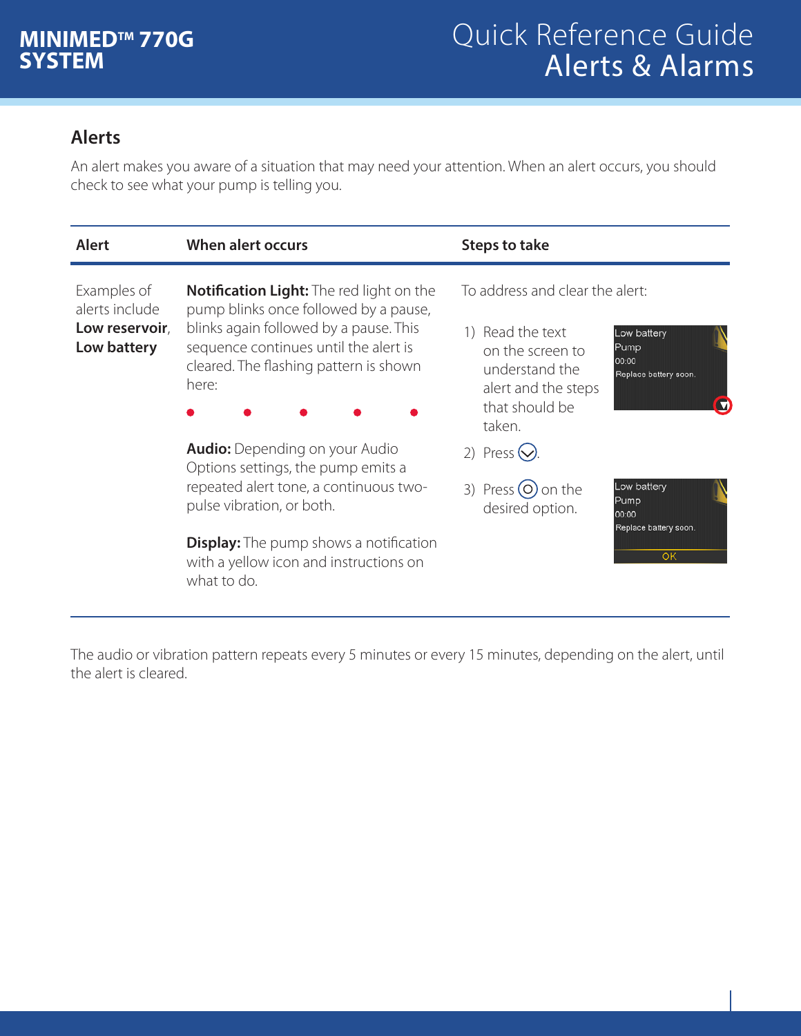# MINIMED™ 770G SYSTEM

# Quick Reference Guide Alerts & Alarms

## Alerts

An alert makes you aware of a situation that may need your attention. When an alert occurs, you should check to see what your pump is telling you.

| Alert | When alert occurs | Steps to take |
|---|---|---|
| Examples of alerts include **Low reservoir**, **Low battery** | **Notification Light:** The red light on the pump blinks once followed by a pause, blinks again followed by a pause. This sequence continues until the alert is cleared. The flashing pattern is shown here:<br><br>● ● ● ● ●<br><br>**Audio:** Depending on your Audio Options settings, the pump emits a repeated alert tone, a continuous two-pulse vibration, or both.<br><br>**Display:** The pump shows a notification with a yellow icon and instructions on what to do. | To address and clear the alert:<br><br>1) Read the text on the screen to understand the alert and the steps that should be taken.<br><br>Low battery<br>Pump<br>00:00<br>Replace battery soon.<br><br>2) Press ⌄.<br><br>3) Press ○ on the desired option.<br><br>Low battery<br>Pump<br>00:00<br>Replace battery soon.<br>OK |

The audio or vibration pattern repeats every 5 minutes or every 15 minutes, depending on the alert, until the alert is cleared.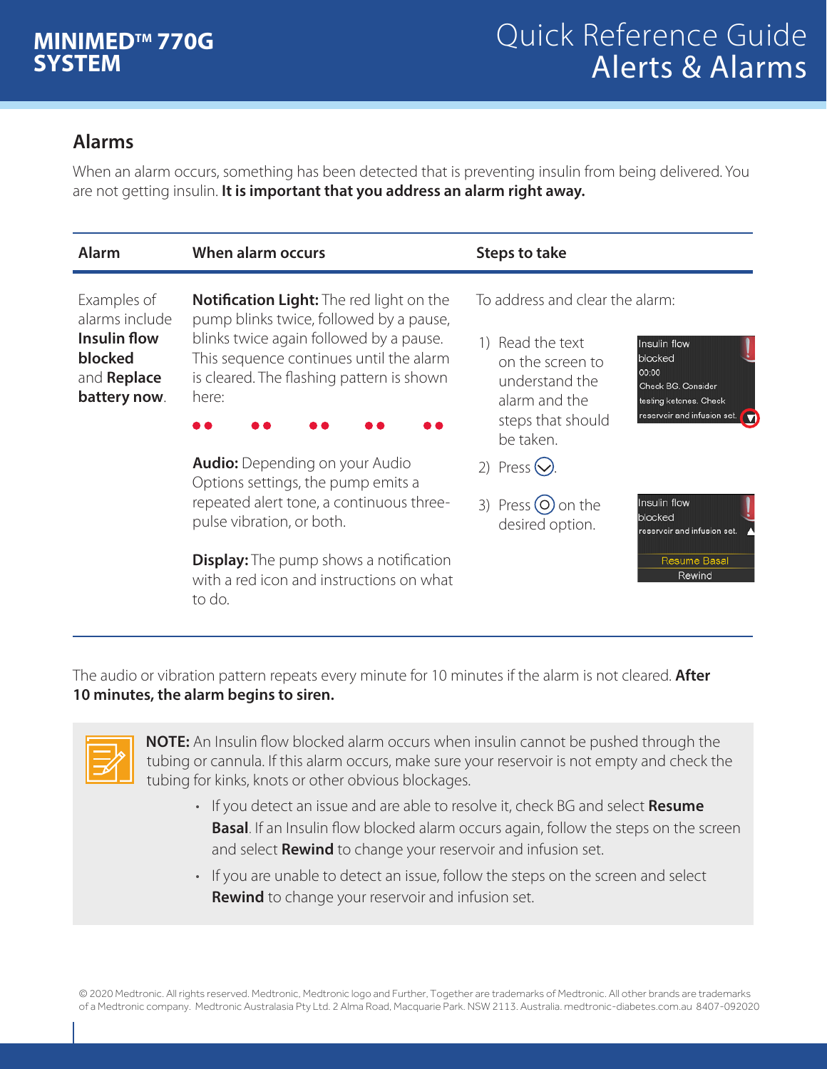# MINIMED™ 770G SYSTEM

# Quick Reference Guide
# Alerts & Alarms

## Alarms

When an alarm occurs, something has been detected that is preventing insulin from being delivered. You are not getting insulin. **It is important that you address an alarm right away.**

| Alarm | When alarm occurs | Steps to take |
|---|---|---|
| Examples of alarms include **Insulin flow blocked** and **Replace battery now**. | **Notification Light:** The red light on the pump blinks twice, followed by a pause, blinks twice again followed by a pause. This sequence continues until the alarm is cleared. The flashing pattern is shown here: ●● ●● ●● ●● ●●<br><br>**Audio:** Depending on your Audio Options settings, the pump emits a repeated alert tone, a continuous three-pulse vibration, or both.<br><br>**Display:** The pump shows a notification with a red icon and instructions on what to do. | To address and clear the alarm:<br><br>1) Read the text on the screen to understand the alarm and the steps that should be taken.<br>2) Press ⌄.<br>3) Press ⓞ on the desired option.<br><br>Insulin flow blocked 00:00 Check BG. Consider testing ketones. Check reservoir and infusion set.<br><br>Insulin flow blocked reservoir and infusion set. Resume Basal Rewind |

The audio or vibration pattern repeats every minute for 10 minutes if the alarm is not cleared. **After 10 minutes, the alarm begins to siren.**

**NOTE:** An Insulin flow blocked alarm occurs when insulin cannot be pushed through the tubing or cannula. If this alarm occurs, make sure your reservoir is not empty and check the tubing for kinks, knots or other obvious blockages.

- If you detect an issue and are able to resolve it, check BG and select **Resume Basal**. If an Insulin flow blocked alarm occurs again, follow the steps on the screen and select **Rewind** to change your reservoir and infusion set.
- If you are unable to detect an issue, follow the steps on the screen and select **Rewind** to change your reservoir and infusion set.

© 2020 Medtronic. All rights reserved. Medtronic, Medtronic logo and Further, Together are trademarks of Medtronic. All other brands are trademarks of a Medtronic company. Medtronic Australasia Pty Ltd. 2 Alma Road, Macquarie Park. NSW 2113. Australia. medtronic-diabetes.com.au 8407-092020